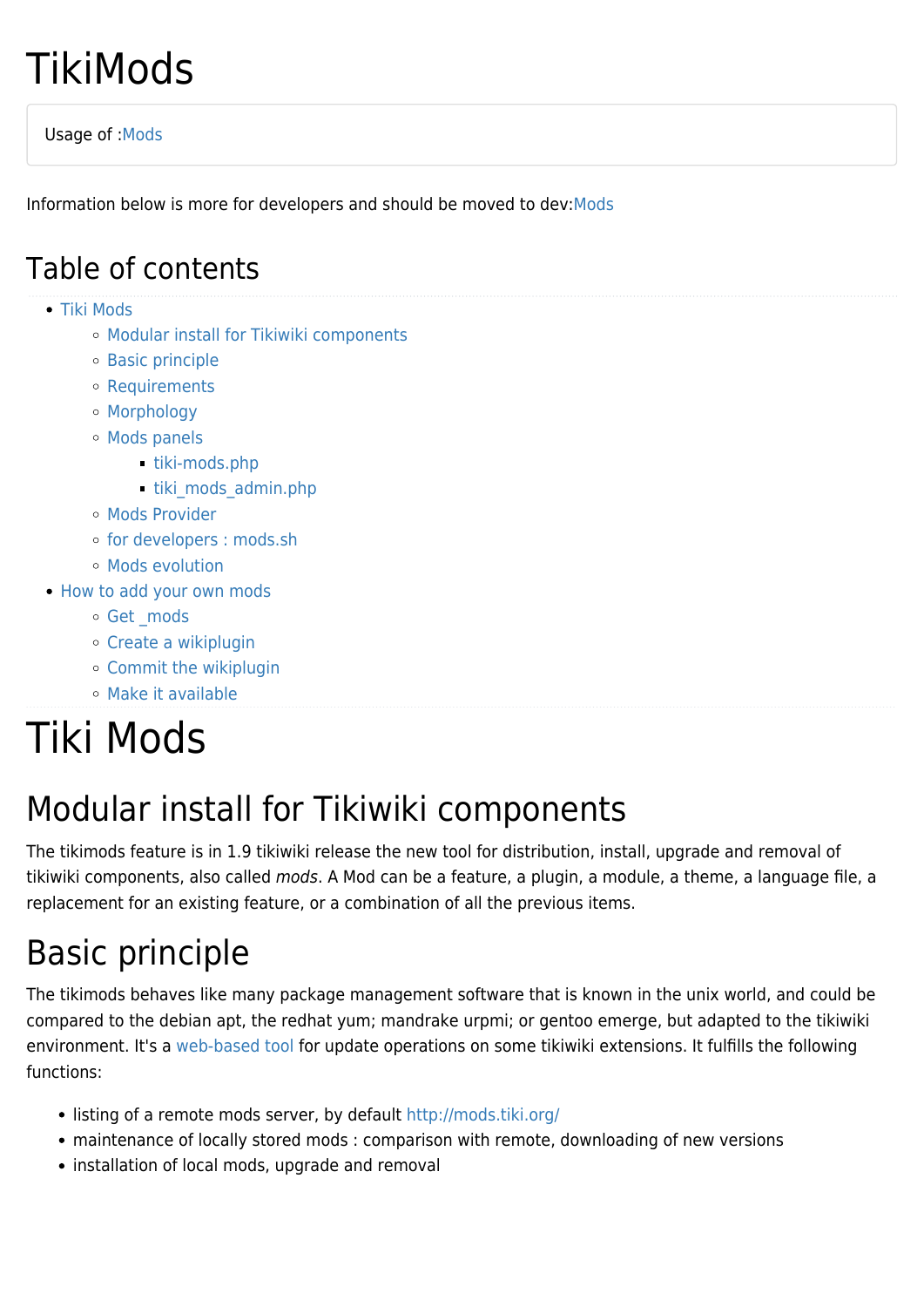# TikiMods

Usage of :Mods

Information below is more for developers and should be moved to dev:Mods

## Table of contents

- Tiki Mods
  - Modular install for Tikiwiki components
  - Basic principle
  - Requirements
  - Morphology
  - Mods panels
    - tiki-mods.php
    - tiki_mods_admin.php
  - Mods Provider
  - for developers : mods.sh
  - Mods evolution
- How to add your own mods
  - Get _mods
  - Create a wikiplugin
  - Commit the wikiplugin
  - Make it available

# Tiki Mods

## Modular install for Tikiwiki components

The tikimods feature is in 1.9 tikiwiki release the new tool for distribution, install, upgrade and removal of tikiwiki components, also called *mods*. A Mod can be a feature, a plugin, a module, a theme, a language file, a replacement for an existing feature, or a combination of all the previous items.

## Basic principle

The tikimods behaves like many package management software that is known in the unix world, and could be compared to the debian apt, the redhat yum; mandrake urpmi; or gentoo emerge, but adapted to the tikiwiki environment. It's a web-based tool for update operations on some tikiwiki extensions. It fulfills the following functions:

- listing of a remote mods server, by default http://mods.tiki.org/
- maintenance of locally stored mods : comparison with remote, downloading of new versions
- installation of local mods, upgrade and removal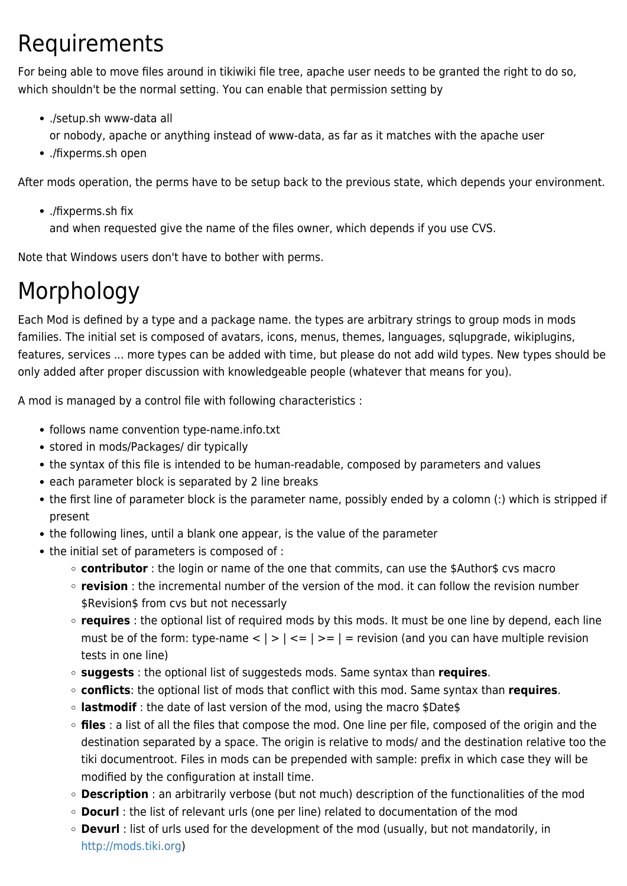# Requirements

For being able to move files around in tikiwiki file tree, apache user needs to be granted the right to do so, which shouldn't be the normal setting. You can enable that permission setting by

- ./setup.sh www-data all
  or nobody, apache or anything instead of www-data, as far as it matches with the apache user
- ./fixperms.sh open

After mods operation, the perms have to be setup back to the previous state, which depends your environment.

- ./fixperms.sh fix
  and when requested give the name of the files owner, which depends if you use CVS.

Note that Windows users don't have to bother with perms.

# Morphology

Each Mod is defined by a type and a package name. the types are arbitrary strings to group mods in mods families. The initial set is composed of avatars, icons, menus, themes, languages, sqlupgrade, wikiplugins, features, services ... more types can be added with time, but please do not add wild types. New types should be only added after proper discussion with knowledgeable people (whatever that means for you).

A mod is managed by a control file with following characteristics :

- follows name convention type-name.info.txt
- stored in mods/Packages/ dir typically
- the syntax of this file is intended to be human-readable, composed by parameters and values
- each parameter block is separated by 2 line breaks
- the first line of parameter block is the parameter name, possibly ended by a colomn (:) which is stripped if present
- the following lines, until a blank one appear, is the value of the parameter
- the initial set of parameters is composed of :
  - **contributor** : the login or name of the one that commits, can use the $Author$ cvs macro
  - **revision** : the incremental number of the version of the mod. it can follow the revision number $Revision$ from cvs but not necessary
  - **requires** : the optional list of required mods by this mods. It must be one line by depend, each line must be of the form: type-name < | > | <= | >= | = revision (and you can have multiple revision tests in one line)
  - **suggests** : the optional list of suggesteds mods. Same syntax than **requires**.
  - **conflicts**: the optional list of mods that conflict with this mod. Same syntax than **requires**.
  - **lastmodif** : the date of last version of the mod, using the macro $Date$
  - **files** : a list of all the files that compose the mod. One line per file, composed of the origin and the destination separated by a space. The origin is relative to mods/ and the destination relative too the tiki documentroot. Files in mods can be prepended with sample: prefix in which case they will be modified by the configuration at install time.
  - **Description** : an arbitrarily verbose (but not much) description of the functionalities of the mod
  - **Docurl** : the list of relevant urls (one per line) related to documentation of the mod
  - **Devurl** : list of urls used for the development of the mod (usually, but not mandatorily, in http://mods.tiki.org)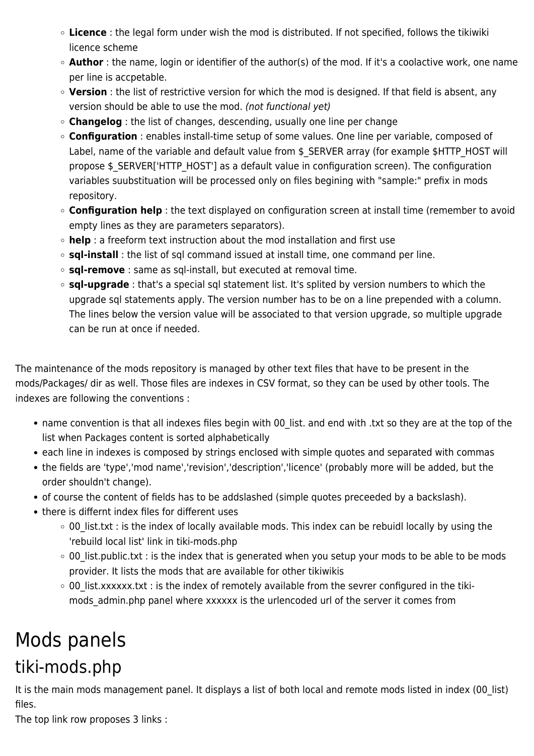- **Licence** : the legal form under wish the mod is distributed. If not specified, follows the tikiwiki licence scheme
    - **Author** : the name, login or identifier of the author(s) of the mod. If it's a coolactive work, one name per line is accpetable.
    - **Version** : the list of restrictive version for which the mod is designed. If that field is absent, any version should be able to use the mod. *(not functional yet)*
    - **Changelog** : the list of changes, descending, usually one line per change
    - **Configuration** : enables install-time setup of some values. One line per variable, composed of Label, name of the variable and default value from $_SERVER array (for example $HTTP_HOST will propose $_SERVER['HTTP_HOST'] as a default value in configuration screen). The configuration variables suubstituation will be processed only on files begining with "sample:" prefix in mods repository.
    - **Configuration help** : the text displayed on configuration screen at install time (remember to avoid empty lines as they are parameters separators).
    - **help** : a freeform text instruction about the mod installation and first use
    - **sql-install** : the list of sql command issued at install time, one command per line.
    - **sql-remove** : same as sql-install, but executed at removal time.
    - **sql-upgrade** : that's a special sql statement list. It's splited by version numbers to which the upgrade sql statements apply. The version number has to be on a line prepended with a column. The lines below the version value will be associated to that version upgrade, so multiple upgrade can be run at once if needed.

The maintenance of the mods repository is managed by other text files that have to be present in the mods/Packages/ dir as well. Those files are indexes in CSV format, so they can be used by other tools. The indexes are following the conventions :

- name convention is that all indexes files begin with 00_list. and end with .txt so they are at the top of the list when Packages content is sorted alphabetically
- each line in indexes is composed by strings enclosed with simple quotes and separated with commas
- the fields are 'type','mod name','revision','description','licence' (probably more will be added, but the order shouldn't change).
- of course the content of fields has to be addslashed (simple quotes preceeded by a backslash).
- there is differnt index files for different uses
    - 00_list.txt : is the index of locally available mods. This index can be rebuidl locally by using the 'rebuild local list' link in tiki-mods.php
    - 00_list.public.txt : is the index that is generated when you setup your mods to be able to be mods provider. It lists the mods that are available for other tikiwikis
    - 00_list.xxxxxx.txt : is the index of remotely available from the sevrer configured in the tiki-mods_admin.php panel where xxxxxx is the urlencoded url of the server it comes from

# Mods panels

## tiki-mods.php

It is the main mods management panel. It displays a list of both local and remote mods listed in index (00_list) files.
The top link row proposes 3 links :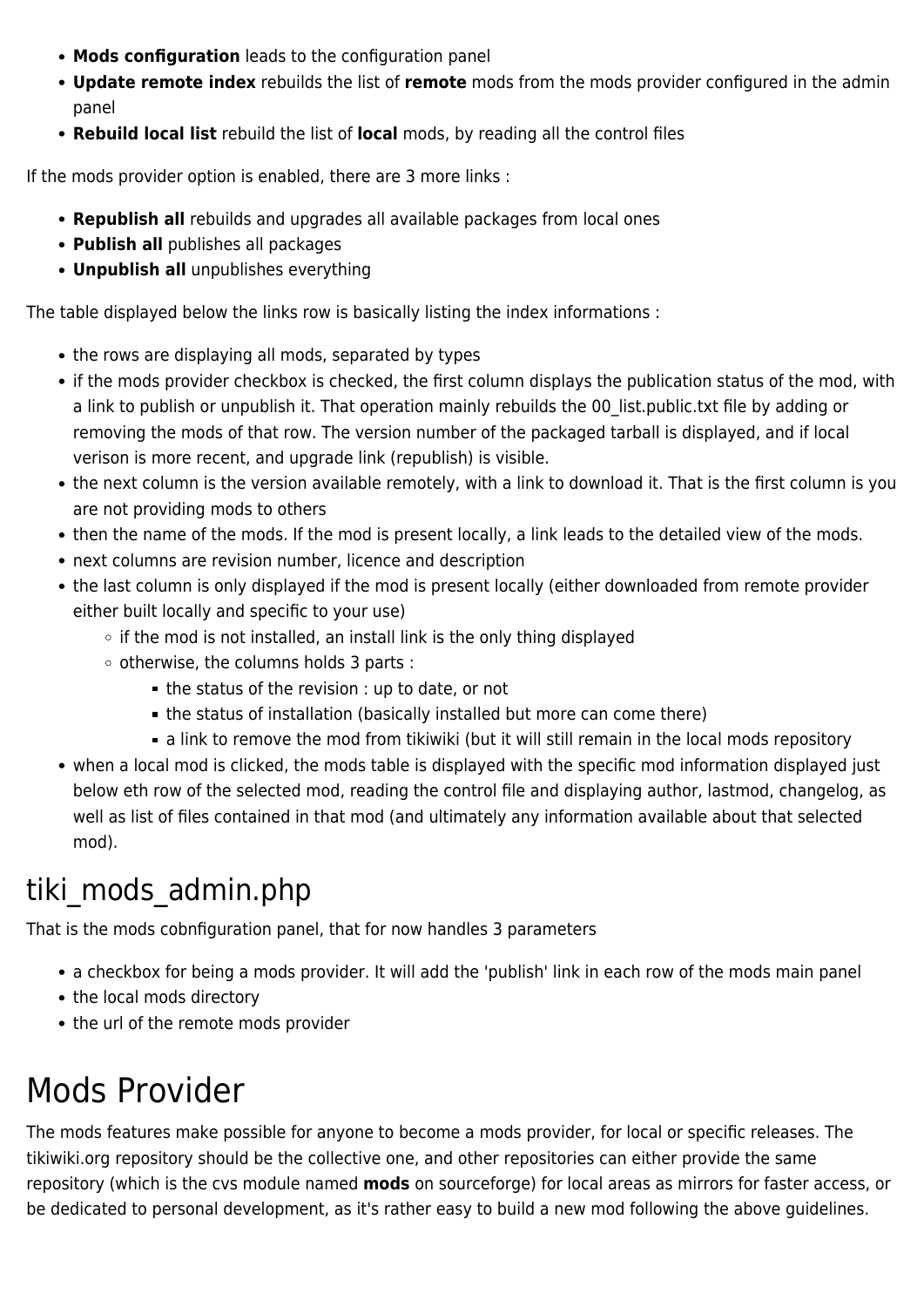- **Mods configuration** leads to the configuration panel
- **Update remote index** rebuilds the list of **remote** mods from the mods provider configured in the admin panel
- **Rebuild local list** rebuild the list of **local** mods, by reading all the control files

If the mods provider option is enabled, there are 3 more links :

- **Republish all** rebuilds and upgrades all available packages from local ones
- **Publish all** publishes all packages
- **Unpublish all** unpublishes everything

The table displayed below the links row is basically listing the index informations :

- the rows are displaying all mods, separated by types
- if the mods provider checkbox is checked, the first column displays the publication status of the mod, with a link to publish or unpublish it. That operation mainly rebuilds the 00_list.public.txt file by adding or removing the mods of that row. The version number of the packaged tarball is displayed, and if local verison is more recent, and upgrade link (republish) is visible.
- the next column is the version available remotely, with a link to download it. That is the first column is you are not providing mods to others
- then the name of the mods. If the mod is present locally, a link leads to the detailed view of the mods.
- next columns are revision number, licence and description
- the last column is only displayed if the mod is present locally (either downloaded from remote provider either built locally and specific to your use)
  - if the mod is not installed, an install link is the only thing displayed
  - otherwise, the columns holds 3 parts :
    - the status of the revision : up to date, or not
    - the status of installation (basically installed but more can come there)
    - a link to remove the mod from tikiwiki (but it will still remain in the local mods repository
- when a local mod is clicked, the mods table is displayed with the specific mod information displayed just below eth row of the selected mod, reading the control file and displaying author, lastmod, changelog, as well as list of files contained in that mod (and ultimately any information available about that selected mod).

## tiki_mods_admin.php

That is the mods cobnfiguration panel, that for now handles 3 parameters

- a checkbox for being a mods provider. It will add the 'publish' link in each row of the mods main panel
- the local mods directory
- the url of the remote mods provider

# Mods Provider

The mods features make possible for anyone to become a mods provider, for local or specific releases. The tikiwiki.org repository should be the collective one, and other repositories can either provide the same repository (which is the cvs module named **mods** on sourceforge) for local areas as mirrors for faster access, or be dedicated to personal development, as it's rather easy to build a new mod following the above guidelines.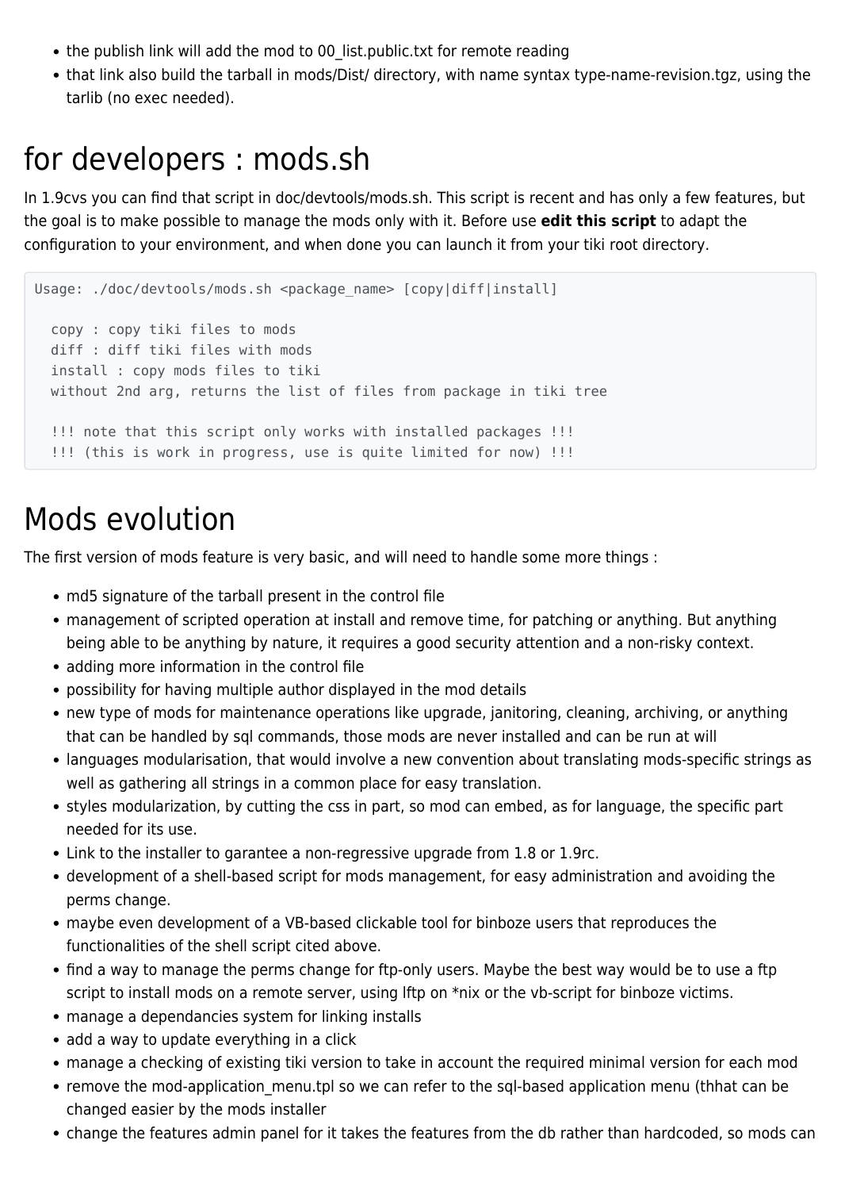- the publish link will add the mod to 00_list.public.txt for remote reading
- that link also build the tarball in mods/Dist/ directory, with name syntax type-name-revision.tgz, using the tarlib (no exec needed).

# for developers : mods.sh

In 1.9cvs you can find that script in doc/devtools/mods.sh. This script is recent and has only a few features, but the goal is to make possible to manage the mods only with it. Before use **edit this script** to adapt the configuration to your environment, and when done you can launch it from your tiki root directory.

```
Usage: ./doc/devtools/mods.sh <package_name> [copy|diff|install]

  copy : copy tiki files to mods
  diff : diff tiki files with mods
  install : copy mods files to tiki
  without 2nd arg, returns the list of files from package in tiki tree

  !!! note that this script only works with installed packages !!!
  !!! (this is work in progress, use is quite limited for now) !!!
```

# Mods evolution

The first version of mods feature is very basic, and will need to handle some more things :

- md5 signature of the tarball present in the control file
- management of scripted operation at install and remove time, for patching or anything. But anything being able to be anything by nature, it requires a good security attention and a non-risky context.
- adding more information in the control file
- possibility for having multiple author displayed in the mod details
- new type of mods for maintenance operations like upgrade, janitoring, cleaning, archiving, or anything that can be handled by sql commands, those mods are never installed and can be run at will
- languages modularisation, that would involve a new convention about translating mods-specific strings as well as gathering all strings in a common place for easy translation.
- styles modularization, by cutting the css in part, so mod can embed, as for language, the specific part needed for its use.
- Link to the installer to garantee a non-regressive upgrade from 1.8 or 1.9rc.
- development of a shell-based script for mods management, for easy administration and avoiding the perms change.
- maybe even development of a VB-based clickable tool for binboze users that reproduces the functionalities of the shell script cited above.
- find a way to manage the perms change for ftp-only users. Maybe the best way would be to use a ftp script to install mods on a remote server, using lftp on *nix or the vb-script for binboze victims.
- manage a dependancies system for linking installs
- add a way to update everything in a click
- manage a checking of existing tiki version to take in account the required minimal version for each mod
- remove the mod-application_menu.tpl so we can refer to the sql-based application menu (thhat can be changed easier by the mods installer
- change the features admin panel for it takes the features from the db rather than hardcoded, so mods can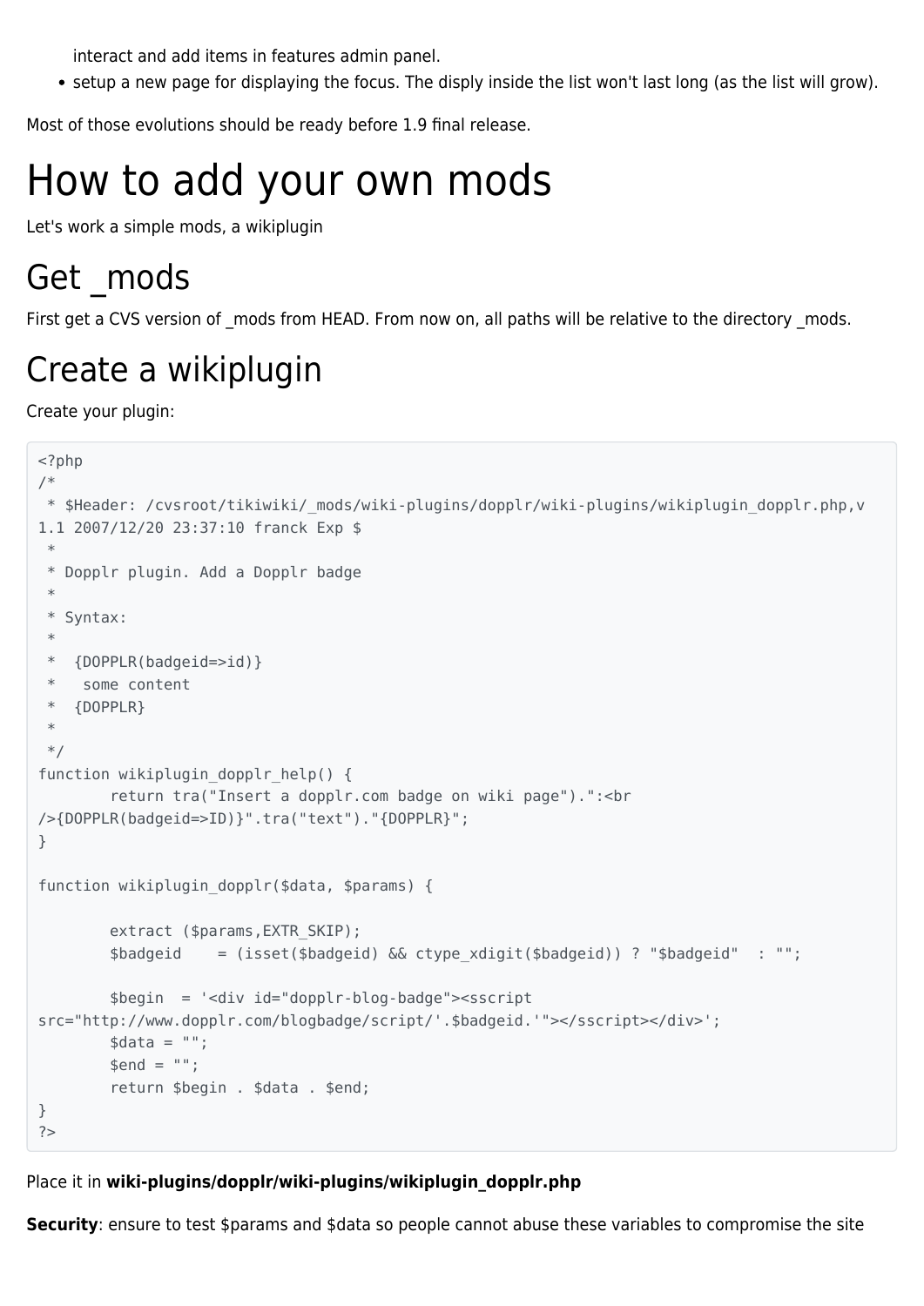interact and add items in features admin panel.

- setup a new page for displaying the focus. The disply inside the list won't last long (as the list will grow).

Most of those evolutions should be ready before 1.9 final release.

# How to add your own mods

Let's work a simple mods, a wikiplugin

## Get _mods

First get a CVS version of _mods from HEAD. From now on, all paths will be relative to the directory _mods.

## Create a wikiplugin

Create your plugin:

```
<?php
/*
 * $Header: /cvsroot/tikiwiki/_mods/wiki-plugins/dopplr/wiki-plugins/wikiplugin_dopplr.php,v
1.1 2007/12/20 23:37:10 franck Exp $
 *
 * Dopplr plugin. Add a Dopplr badge
 *
 * Syntax:
 *
 *  {DOPPLR(badgeid=>id)}
 *   some content
 *  {DOPPLR}
 *
 */
function wikiplugin_dopplr_help() {
        return tra("Insert a dopplr.com badge on wiki page").":<br
/>{DOPPLR(badgeid=>ID)}".tra("text")."{DOPPLR}";
}

function wikiplugin_dopplr($data, $params) {

        extract ($params,EXTR_SKIP);
        $badgeid    = (isset($badgeid) && ctype_xdigit($badgeid)) ? "$badgeid"  : "";

        $begin  = '<div id="dopplr-blog-badge"><sscript
src="http://www.dopplr.com/blogbadge/script/'.$badgeid.'"></sscript></div>';
        $data = "";
        $end = "";
        return $begin . $data . $end;
}
?>
```

Place it in **wiki-plugins/dopplr/wiki-plugins/wikiplugin_dopplr.php**

**Security**: ensure to test $params and $data so people cannot abuse these variables to compromise the site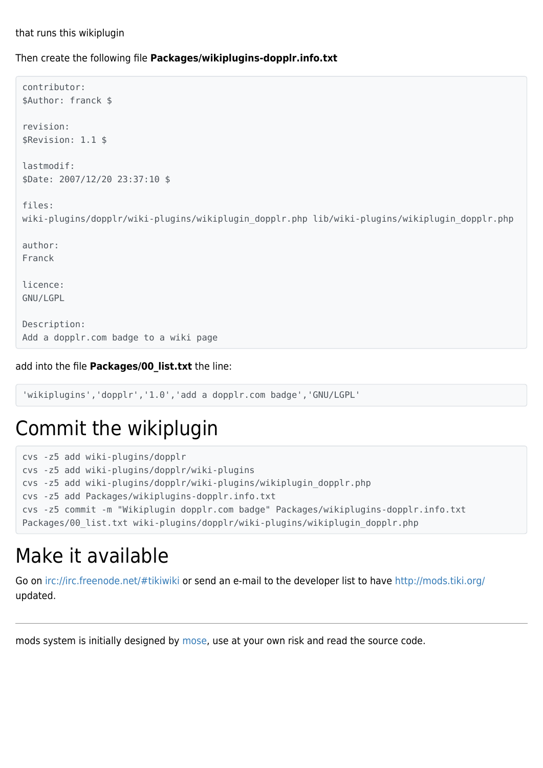that runs this wikiplugin

Then create the following file **Packages/wikiplugins-dopplr.info.txt**

```
contributor:
$Author: franck $

revision:
$Revision: 1.1 $

lastmodif:
$Date: 2007/12/20 23:37:10 $

files:
wiki-plugins/dopplr/wiki-plugins/wikiplugin_dopplr.php lib/wiki-plugins/wikiplugin_dopplr.php

author:
Franck

licence:
GNU/LGPL

Description:
Add a dopplr.com badge to a wiki page
```

add into the file **Packages/00_list.txt** the line:

```
'wikiplugins','dopplr','1.0','add a dopplr.com badge','GNU/LGPL'
```

# Commit the wikiplugin

```
cvs -z5 add wiki-plugins/dopplr
cvs -z5 add wiki-plugins/dopplr/wiki-plugins
cvs -z5 add wiki-plugins/dopplr/wiki-plugins/wikiplugin_dopplr.php
cvs -z5 add Packages/wikiplugins-dopplr.info.txt
cvs -z5 commit -m "Wikiplugin dopplr.com badge" Packages/wikiplugins-dopplr.info.txt
Packages/00_list.txt wiki-plugins/dopplr/wiki-plugins/wikiplugin_dopplr.php
```

# Make it available

Go on irc://irc.freenode.net/#tikiwiki or send an e-mail to the developer list to have http://mods.tiki.org/ updated.

---

mods system is initially designed by mose, use at your own risk and read the source code.